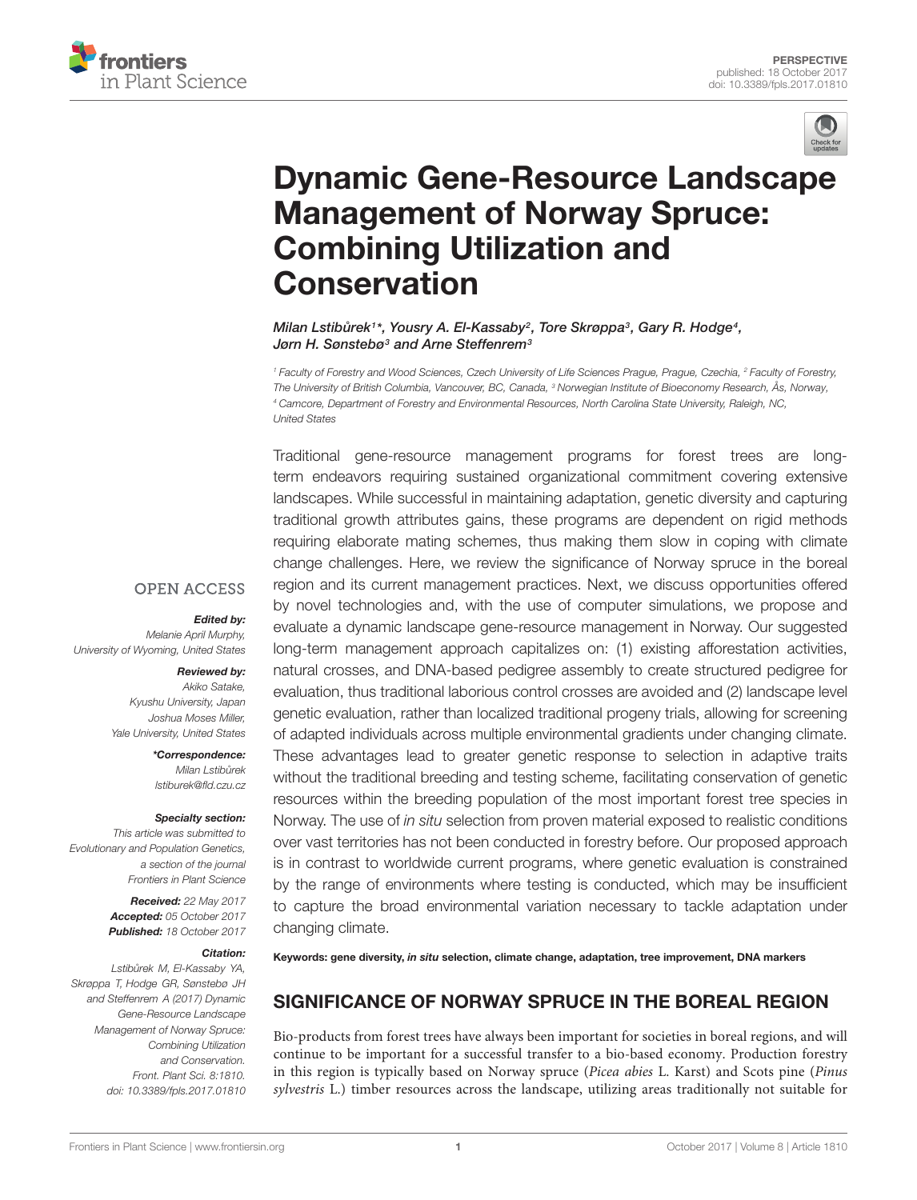PERSPECTIVE
published: 18 October 2017
doi: 10.3389/fpls.2017.01810

# Dynamic Gene-Resource Landscape Management of Norway Spruce: Combining Utilization and Conservation

*Milan Lstibůrek[1]\*, Yousry A. El-Kassaby[2], Tore Skrøppa[3], Gary R. Hodge[4], Jørn H. Sønstebø[3] and Arne Steffenrem[3]*

[1] Faculty of Forestry and Wood Sciences, Czech University of Life Sciences Prague, Prague, Czechia, [2] Faculty of Forestry, The University of British Columbia, Vancouver, BC, Canada, [3] Norwegian Institute of Bioeconomy Research, Ås, Norway, [4] Camcore, Department of Forestry and Environmental Resources, North Carolina State University, Raleigh, NC, United States

Traditional gene-resource management programs for forest trees are long-term endeavors requiring sustained organizational commitment covering extensive landscapes. While successful in maintaining adaptation, genetic diversity and capturing traditional growth attributes gains, these programs are dependent on rigid methods requiring elaborate mating schemes, thus making them slow in coping with climate change challenges. Here, we review the significance of Norway spruce in the boreal region and its current management practices. Next, we discuss opportunities offered by novel technologies and, with the use of computer simulations, we propose and evaluate a dynamic landscape gene-resource management in Norway. Our suggested long-term management approach capitalizes on: (1) existing afforestation activities, natural crosses, and DNA-based pedigree assembly to create structured pedigree for evaluation, thus traditional laborious control crosses are avoided and (2) landscape level genetic evaluation, rather than localized traditional progeny trials, allowing for screening of adapted individuals across multiple environmental gradients under changing climate. These advantages lead to greater genetic response to selection in adaptive traits without the traditional breeding and testing scheme, facilitating conservation of genetic resources within the breeding population of the most important forest tree species in Norway. The use of *in situ* selection from proven material exposed to realistic conditions over vast territories has not been conducted in forestry before. Our proposed approach is in contrast to worldwide current programs, where genetic evaluation is constrained by the range of environments where testing is conducted, which may be insufficient to capture the broad environmental variation necessary to tackle adaptation under changing climate.

**Keywords: gene diversity, *in situ* selection, climate change, adaptation, tree improvement, DNA markers**

**OPEN ACCESS**

***Edited by:***
Melanie April Murphy,
University of Wyoming, United States

***Reviewed by:***
Akiko Satake,
Kyushu University, Japan
Joshua Moses Miller,
Yale University, United States

***\*Correspondence:***
Milan Lstibůrek
lstiburek@fld.czu.cz

***Specialty section:***
This article was submitted to Evolutionary and Population Genetics, a section of the journal Frontiers in Plant Science

***Received:*** 22 May 2017
***Accepted:*** 05 October 2017
***Published:*** 18 October 2017

***Citation:***
Lstibůrek M, El-Kassaby YA, Skrøppa T, Hodge GR, Sønstebø JH and Steffenrem A (2017) Dynamic Gene-Resource Landscape Management of Norway Spruce: Combining Utilization and Conservation. Front. Plant Sci. 8:1810. doi: 10.3389/fpls.2017.01810

## SIGNIFICANCE OF NORWAY SPRUCE IN THE BOREAL REGION

Bio-products from forest trees have always been important for societies in boreal regions, and will continue to be important for a successful transfer to a bio-based economy. Production forestry in this region is typically based on Norway spruce (*Picea abies* L. Karst) and Scots pine (*Pinus sylvestris* L.) timber resources across the landscape, utilizing areas traditionally not suitable for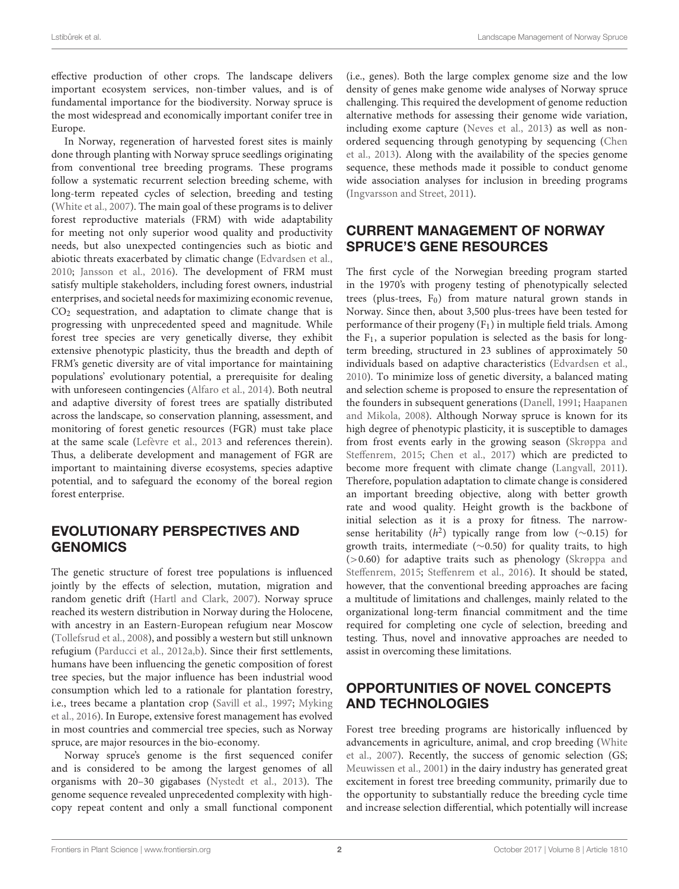effective production of other crops. The landscape delivers important ecosystem services, non-timber values, and is of fundamental importance for the biodiversity. Norway spruce is the most widespread and economically important conifer tree in Europe.

In Norway, regeneration of harvested forest sites is mainly done through planting with Norway spruce seedlings originating from conventional tree breeding programs. These programs follow a systematic recurrent selection breeding scheme, with long-term repeated cycles of selection, breeding and testing (White et al., 2007). The main goal of these programs is to deliver forest reproductive materials (FRM) with wide adaptability for meeting not only superior wood quality and productivity needs, but also unexpected contingencies such as biotic and abiotic threats exacerbated by climatic change (Edvardsen et al., 2010; Jansson et al., 2016). The development of FRM must satisfy multiple stakeholders, including forest owners, industrial enterprises, and societal needs for maximizing economic revenue, $CO_2$ sequestration, and adaptation to climate change that is progressing with unprecedented speed and magnitude. While forest tree species are very genetically diverse, they exhibit extensive phenotypic plasticity, thus the breadth and depth of FRM's genetic diversity are of vital importance for maintaining populations' evolutionary potential, a prerequisite for dealing with unforeseen contingencies (Alfaro et al., 2014). Both neutral and adaptive diversity of forest trees are spatially distributed across the landscape, so conservation planning, assessment, and monitoring of forest genetic resources (FGR) must take place at the same scale (Lefèvre et al., 2013 and references therein). Thus, a deliberate development and management of FGR are important to maintaining diverse ecosystems, species adaptive potential, and to safeguard the economy of the boreal region forest enterprise.

## EVOLUTIONARY PERSPECTIVES AND GENOMICS

The genetic structure of forest tree populations is influenced jointly by the effects of selection, mutation, migration and random genetic drift (Hartl and Clark, 2007). Norway spruce reached its western distribution in Norway during the Holocene, with ancestry in an Eastern-European refugium near Moscow (Tollefsrud et al., 2008), and possibly a western but still unknown refugium (Parducci et al., 2012a,b). Since their first settlements, humans have been influencing the genetic composition of forest tree species, but the major influence has been industrial wood consumption which led to a rationale for plantation forestry, i.e., trees became a plantation crop (Savill et al., 1997; Myking et al., 2016). In Europe, extensive forest management has evolved in most countries and commercial tree species, such as Norway spruce, are major resources in the bio-economy.

Norway spruce's genome is the first sequenced conifer and is considered to be among the largest genomes of all organisms with 20–30 gigabases (Nystedt et al., 2013). The genome sequence revealed unprecedented complexity with high-copy repeat content and only a small functional component (i.e., genes). Both the large complex genome size and the low density of genes make genome wide analyses of Norway spruce challenging. This required the development of genome reduction alternative methods for assessing their genome wide variation, including exome capture (Neves et al., 2013) as well as non-ordered sequencing through genotyping by sequencing (Chen et al., 2013). Along with the availability of the species genome sequence, these methods made it possible to conduct genome wide association analyses for inclusion in breeding programs (Ingvarsson and Street, 2011).

## CURRENT MANAGEMENT OF NORWAY SPRUCE'S GENE RESOURCES

The first cycle of the Norwegian breeding program started in the 1970's with progeny testing of phenotypically selected trees (plus-trees, $F_0$) from mature natural grown stands in Norway. Since then, about 3,500 plus-trees have been tested for performance of their progeny ($F_1$) in multiple field trials. Among the $F_1$, a superior population is selected as the basis for long-term breeding, structured in 23 sublines of approximately 50 individuals based on adaptive characteristics (Edvardsen et al., 2010). To minimize loss of genetic diversity, a balanced mating and selection scheme is proposed to ensure the representation of the founders in subsequent generations (Danell, 1991; Haapanen and Mikola, 2008). Although Norway spruce is known for its high degree of phenotypic plasticity, it is susceptible to damages from frost events early in the growing season (Skrøppa and Steffenrem, 2015; Chen et al., 2017) which are predicted to become more frequent with climate change (Langvall, 2011). Therefore, population adaptation to climate change is considered an important breeding objective, along with better growth rate and wood quality. Height growth is the backbone of initial selection as it is a proxy for fitness. The narrow-sense heritability ($h^2$) typically range from low (~0.15) for growth traits, intermediate (~0.50) for quality traits, to high (>0.60) for adaptive traits such as phenology (Skrøppa and Steffenrem, 2015; Steffenrem et al., 2016). It should be stated, however, that the conventional breeding approaches are facing a multitude of limitations and challenges, mainly related to the organizational long-term financial commitment and the time required for completing one cycle of selection, breeding and testing. Thus, novel and innovative approaches are needed to assist in overcoming these limitations.

## OPPORTUNITIES OF NOVEL CONCEPTS AND TECHNOLOGIES

Forest tree breeding programs are historically influenced by advancements in agriculture, animal, and crop breeding (White et al., 2007). Recently, the success of genomic selection (GS; Meuwissen et al., 2001) in the dairy industry has generated great excitement in forest tree breeding community, primarily due to the opportunity to substantially reduce the breeding cycle time and increase selection differential, which potentially will increase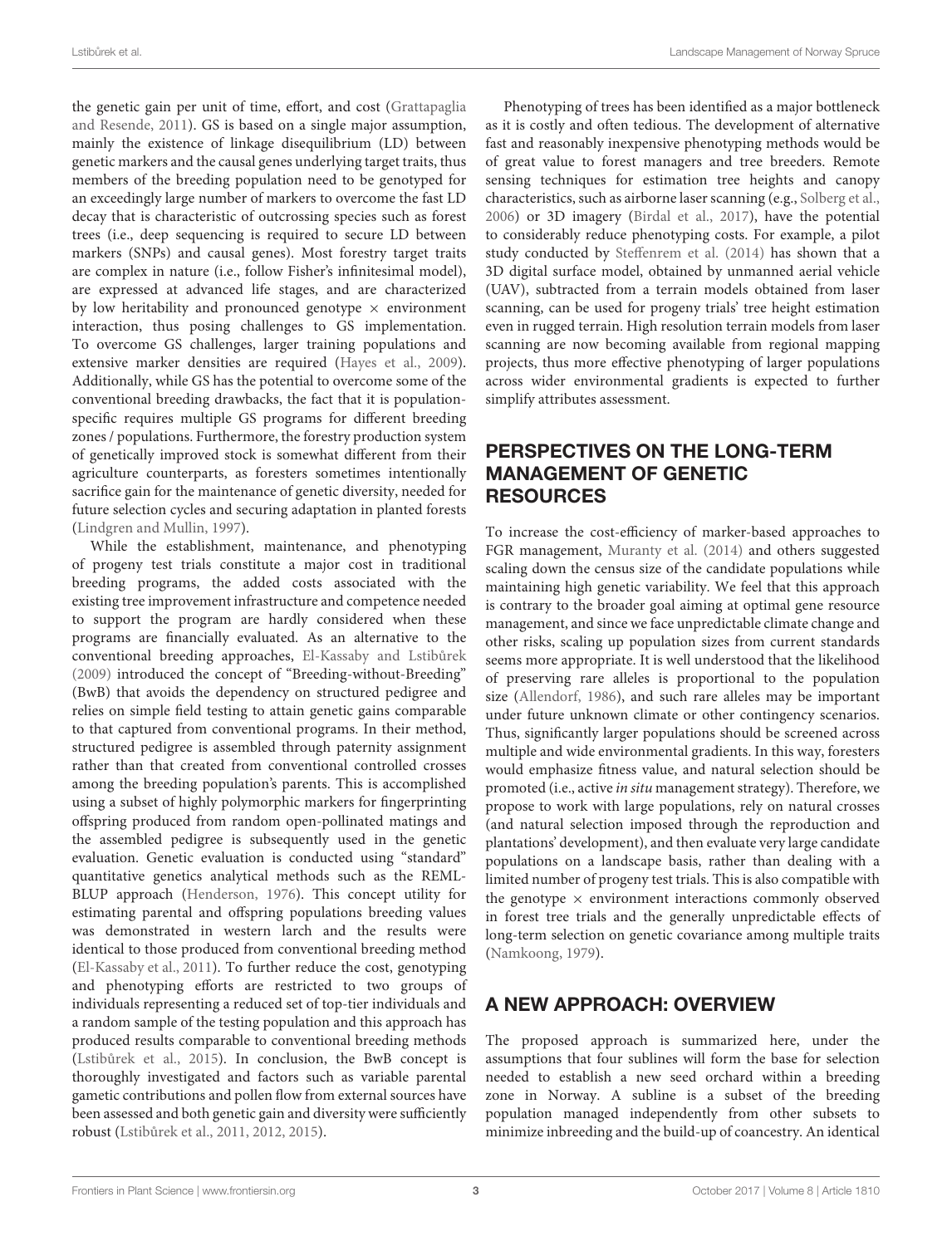the genetic gain per unit of time, effort, and cost (Grattapaglia and Resende, 2011). GS is based on a single major assumption, mainly the existence of linkage disequilibrium (LD) between genetic markers and the causal genes underlying target traits, thus members of the breeding population need to be genotyped for an exceedingly large number of markers to overcome the fast LD decay that is characteristic of outcrossing species such as forest trees (i.e., deep sequencing is required to secure LD between markers (SNPs) and causal genes). Most forestry target traits are complex in nature (i.e., follow Fisher's infinitesimal model), are expressed at advanced life stages, and are characterized by low heritability and pronounced genotype × environment interaction, thus posing challenges to GS implementation. To overcome GS challenges, larger training populations and extensive marker densities are required (Hayes et al., 2009). Additionally, while GS has the potential to overcome some of the conventional breeding drawbacks, the fact that it is population-specific requires multiple GS programs for different breeding zones / populations. Furthermore, the forestry production system of genetically improved stock is somewhat different from their agriculture counterparts, as foresters sometimes intentionally sacrifice gain for the maintenance of genetic diversity, needed for future selection cycles and securing adaptation in planted forests (Lindgren and Mullin, 1997).

While the establishment, maintenance, and phenotyping of progeny test trials constitute a major cost in traditional breeding programs, the added costs associated with the existing tree improvement infrastructure and competence needed to support the program are hardly considered when these programs are financially evaluated. As an alternative to the conventional breeding approaches, El-Kassaby and Lstibůrek (2009) introduced the concept of "Breeding-without-Breeding" (BwB) that avoids the dependency on structured pedigree and relies on simple field testing to attain genetic gains comparable to that captured from conventional programs. In their method, structured pedigree is assembled through paternity assignment rather than that created from conventional controlled crosses among the breeding population's parents. This is accomplished using a subset of highly polymorphic markers for fingerprinting offspring produced from random open-pollinated matings and the assembled pedigree is subsequently used in the genetic evaluation. Genetic evaluation is conducted using "standard" quantitative genetics analytical methods such as the REML-BLUP approach (Henderson, 1976). This concept utility for estimating parental and offspring populations breeding values was demonstrated in western larch and the results were identical to those produced from conventional breeding method (El-Kassaby et al., 2011). To further reduce the cost, genotyping and phenotyping efforts are restricted to two groups of individuals representing a reduced set of top-tier individuals and a random sample of the testing population and this approach has produced results comparable to conventional breeding methods (Lstibůrek et al., 2015). In conclusion, the BwB concept is thoroughly investigated and factors such as variable parental gametic contributions and pollen flow from external sources have been assessed and both genetic gain and diversity were sufficiently robust (Lstibůrek et al., 2011, 2012, 2015).

Phenotyping of trees has been identified as a major bottleneck as it is costly and often tedious. The development of alternative fast and reasonably inexpensive phenotyping methods would be of great value to forest managers and tree breeders. Remote sensing techniques for estimation tree heights and canopy characteristics, such as airborne laser scanning (e.g., Solberg et al., 2006) or 3D imagery (Birdal et al., 2017), have the potential to considerably reduce phenotyping costs. For example, a pilot study conducted by Steffenrem et al. (2014) has shown that a 3D digital surface model, obtained by unmanned aerial vehicle (UAV), subtracted from a terrain models obtained from laser scanning, can be used for progeny trials' tree height estimation even in rugged terrain. High resolution terrain models from laser scanning are now becoming available from regional mapping projects, thus more effective phenotyping of larger populations across wider environmental gradients is expected to further simplify attributes assessment.

## PERSPECTIVES ON THE LONG-TERM MANAGEMENT OF GENETIC RESOURCES

To increase the cost-efficiency of marker-based approaches to FGR management, Muranty et al. (2014) and others suggested scaling down the census size of the candidate populations while maintaining high genetic variability. We feel that this approach is contrary to the broader goal aiming at optimal gene resource management, and since we face unpredictable climate change and other risks, scaling up population sizes from current standards seems more appropriate. It is well understood that the likelihood of preserving rare alleles is proportional to the population size (Allendorf, 1986), and such rare alleles may be important under future unknown climate or other contingency scenarios. Thus, significantly larger populations should be screened across multiple and wide environmental gradients. In this way, foresters would emphasize fitness value, and natural selection should be promoted (i.e., active *in situ* management strategy). Therefore, we propose to work with large populations, rely on natural crosses (and natural selection imposed through the reproduction and plantations' development), and then evaluate very large candidate populations on a landscape basis, rather than dealing with a limited number of progeny test trials. This is also compatible with the genotype × environment interactions commonly observed in forest tree trials and the generally unpredictable effects of long-term selection on genetic covariance among multiple traits (Namkoong, 1979).

## A NEW APPROACH: OVERVIEW

The proposed approach is summarized here, under the assumptions that four sublines will form the base for selection needed to establish a new seed orchard within a breeding zone in Norway. A subline is a subset of the breeding population managed independently from other subsets to minimize inbreeding and the build-up of coancestry. An identical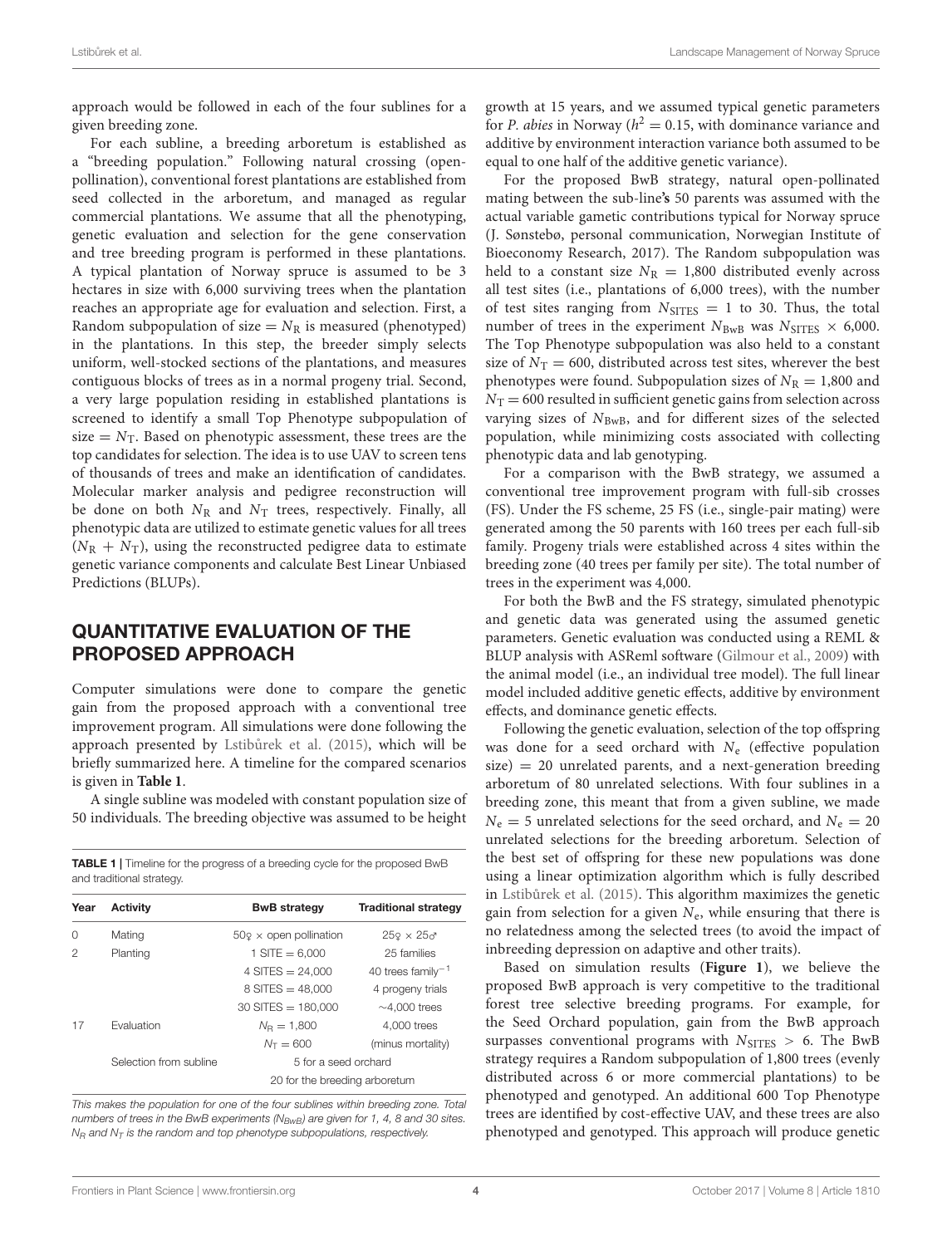approach would be followed in each of the four sublines for a given breeding zone.

For each subline, a breeding arboretum is established as a "breeding population." Following natural crossing (open-pollination), conventional forest plantations are established from seed collected in the arboretum, and managed as regular commercial plantations. We assume that all the phenotyping, genetic evaluation and selection for the gene conservation and tree breeding program is performed in these plantations. A typical plantation of Norway spruce is assumed to be 3 hectares in size with 6,000 surviving trees when the plantation reaches an appropriate age for evaluation and selection. First, a Random subpopulation of size $= N_R$ is measured (phenotyped) in the plantations. In this step, the breeder simply selects uniform, well-stocked sections of the plantations, and measures contiguous blocks of trees as in a normal progeny trial. Second, a very large population residing in established plantations is screened to identify a small Top Phenotype subpopulation of size $= N_T$. Based on phenotypic assessment, these trees are the top candidates for selection. The idea is to use UAV to screen tens of thousands of trees and make an identification of candidates. Molecular marker analysis and pedigree reconstruction will be done on both $N_R$ and $N_T$ trees, respectively. Finally, all phenotypic data are utilized to estimate genetic values for all trees ($N_R + N_T$), using the reconstructed pedigree data to estimate genetic variance components and calculate Best Linear Unbiased Predictions (BLUPs).

## QUANTITATIVE EVALUATION OF THE PROPOSED APPROACH

Computer simulations were done to compare the genetic gain from the proposed approach with a conventional tree improvement program. All simulations were done following the approach presented by Lstibůrek et al. (2015), which will be briefly summarized here. A timeline for the compared scenarios is given in **Table 1**.

A single subline was modeled with constant population size of 50 individuals. The breeding objective was assumed to be height growth at 15 years, and we assumed typical genetic parameters for *P. abies* in Norway ($h^2 = 0.15$, with dominance variance and additive by environment interaction variance both assumed to be equal to one half of the additive genetic variance).

**TABLE 1** | Timeline for the progress of a breeding cycle for the proposed BwB and traditional strategy.

| Year | Activity | BwB strategy | Traditional strategy |
|---|---|---|---|
| 0 | Mating | 50♀ × open pollination | 25♀ × 25♂ |
| 2 | Planting | 1 SITE = 6,000 | 25 families |
| | | 4 SITES = 24,000 | 40 trees family$^{-1}$ |
| | | 8 SITES = 48,000 | 4 progeny trials |
| | | 30 SITES = 180,000 | ~4,000 trees |
| 17 | Evaluation | $N_R = 1,800$ | 4,000 trees |
| | | $N_T = 600$ | (minus mortality) |
| | Selection from subline | 5 for a seed orchard | |
| | | 20 for the breeding arboretum | |

*This makes the population for one of the four sublines within breeding zone. Total numbers of trees in the BwB experiments ($N_{BwB}$) are given for 1, 4, 8 and 30 sites. $N_R$ and $N_T$ is the random and top phenotype subpopulations, respectively.*

For the proposed BwB strategy, natural open-pollinated mating between the sub-line**'s** 50 parents was assumed with the actual variable gametic contributions typical for Norway spruce (J. Sønstebø, personal communication, Norwegian Institute of Bioeconomy Research, 2017). The Random subpopulation was held to a constant size $N_R = 1,800$ distributed evenly across all test sites (i.e., plantations of 6,000 trees), with the number of test sites ranging from $N_{SITES} = 1$ to 30. Thus, the total number of trees in the experiment $N_{BwB}$ was $N_{SITES} \times 6,000$. The Top Phenotype subpopulation was also held to a constant size of $N_T = 600$, distributed across test sites, wherever the best phenotypes were found. Subpopulation sizes of $N_R = 1,800$ and $N_T = 600$ resulted in sufficient genetic gains from selection across varying sizes of $N_{BwB}$, and for different sizes of the selected population, while minimizing costs associated with collecting phenotypic data and lab genotyping.

For a comparison with the BwB strategy, we assumed a conventional tree improvement program with full-sib crosses (FS). Under the FS scheme, 25 FS (i.e., single-pair mating) were generated among the 50 parents with 160 trees per each full-sib family. Progeny trials were established across 4 sites within the breeding zone (40 trees per family per site). The total number of trees in the experiment was 4,000.

For both the BwB and the FS strategy, simulated phenotypic and genetic data was generated using the assumed genetic parameters. Genetic evaluation was conducted using a REML & BLUP analysis with ASReml software (Gilmour et al., 2009) with the animal model (i.e., an individual tree model). The full linear model included additive genetic effects, additive by environment effects, and dominance genetic effects.

Following the genetic evaluation, selection of the top offspring was done for a seed orchard with $N_e$ (effective population size) = 20 unrelated parents, and a next-generation breeding arboretum of 80 unrelated selections. With four sublines in a breeding zone, this meant that from a given subline, we made $N_e = 5$ unrelated selections for the seed orchard, and $N_e = 20$ unrelated selections for the breeding arboretum. Selection of the best set of offspring for these new populations was done using a linear optimization algorithm which is fully described in Lstibůrek et al. (2015). This algorithm maximizes the genetic gain from selection for a given $N_e$, while ensuring that there is no relatedness among the selected trees (to avoid the impact of inbreeding depression on adaptive and other traits).

Based on simulation results (**Figure 1**), we believe the proposed BwB approach is very competitive to the traditional forest tree selective breeding programs. For example, for the Seed Orchard population, gain from the BwB approach surpasses conventional programs with $N_{SITES} > 6$. The BwB strategy requires a Random subpopulation of 1,800 trees (evenly distributed across 6 or more commercial plantations) to be phenotyped and genotyped. An additional 600 Top Phenotype trees are identified by cost-effective UAV, and these trees are also phenotyped and genotyped. This approach will produce genetic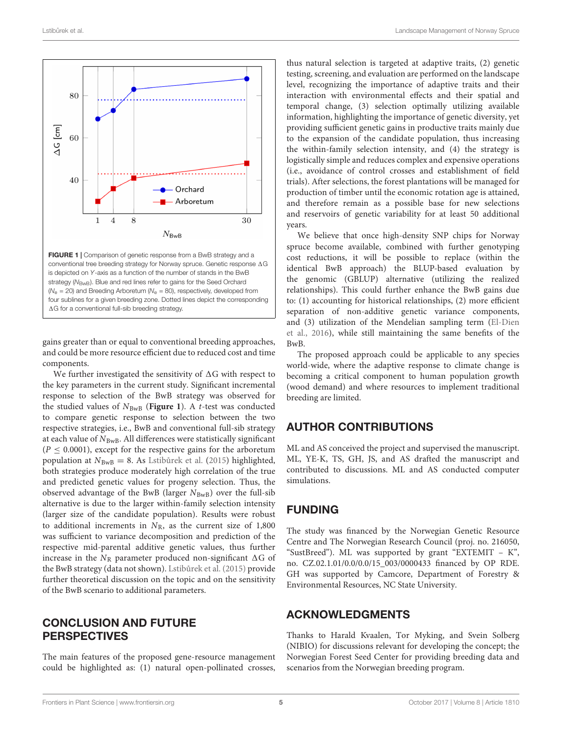**FIGURE 1 |** Comparison of genetic response from a BwB strategy and a conventional tree breeding strategy for Norway spruce. Genetic response $\Delta G$ is depicted on *Y*-axis as a function of the number of stands in the BwB strategy ($N_{BwB}$). Blue and red lines refer to gains for the Seed Orchard ($N_e$ = 20) and Breeding Arboretum ($N_e$ = 80), respectively, developed from four sublines for a given breeding zone. Dotted lines depict the corresponding $\Delta G$ for a conventional full-sib breeding strategy.

gains greater than or equal to conventional breeding approaches, and could be more resource efficient due to reduced cost and time components.

We further investigated the sensitivity of $\Delta G$ with respect to the key parameters in the current study. Significant incremental response to selection of the BwB strategy was observed for the studied values of $N_{BwB}$ (**Figure 1**). A *t*-test was conducted to compare genetic response to selection between the two respective strategies, i.e., BwB and conventional full-sib strategy at each value of $N_{BwB}$. All differences were statistically significant ($P \leq 0.0001$), except for the respective gains for the arboretum population at $N_{BwB} = 8$. As Lstibůrek et al. (2015) highlighted, both strategies produce moderately high correlation of the true and predicted genetic values for progeny selection. Thus, the observed advantage of the BwB (larger $N_{BwB}$) over the full-sib alternative is due to the larger within-family selection intensity (larger size of the candidate population). Results were robust to additional increments in $N_R$, as the current size of 1,800 was sufficient to variance decomposition and prediction of the respective mid-parental additive genetic values, thus further increase in the $N_R$ parameter produced non-significant $\Delta G$ of the BwB strategy (data not shown). Lstibůrek et al. (2015) provide further theoretical discussion on the topic and on the sensitivity of the BwB scenario to additional parameters.

## CONCLUSION AND FUTURE PERSPECTIVES

The main features of the proposed gene-resource management could be highlighted as: (1) natural open-pollinated crosses, thus natural selection is targeted at adaptive traits, (2) genetic testing, screening, and evaluation are performed on the landscape level, recognizing the importance of adaptive traits and their interaction with environmental effects and their spatial and temporal change, (3) selection optimally utilizing available information, highlighting the importance of genetic diversity, yet providing sufficient genetic gains in productive traits mainly due to the expansion of the candidate population, thus increasing the within-family selection intensity, and (4) the strategy is logistically simple and reduces complex and expensive operations (i.e., avoidance of control crosses and establishment of field trials). After selections, the forest plantations will be managed for production of timber until the economic rotation age is attained, and therefore remain as a possible base for new selections and reservoirs of genetic variability for at least 50 additional years.

We believe that once high-density SNP chips for Norway spruce become available, combined with further genotyping cost reductions, it will be possible to replace (within the identical BwB approach) the BLUP-based evaluation by the genomic (GBLUP) alternative (utilizing the realized relationships). This could further enhance the BwB gains due to: (1) accounting for historical relationships, (2) more efficient separation of non-additive genetic variance components, and (3) utilization of the Mendelian sampling term (El-Dien et al., 2016), while still maintaining the same benefits of the BwB.

The proposed approach could be applicable to any species world-wide, where the adaptive response to climate change is becoming a critical component to human population growth (wood demand) and where resources to implement traditional breeding are limited.

## AUTHOR CONTRIBUTIONS

ML and AS conceived the project and supervised the manuscript. ML, YE-K, TS, GH, JS, and AS drafted the manuscript and contributed to discussions. ML and AS conducted computer simulations.

## FUNDING

The study was financed by the Norwegian Genetic Resource Centre and The Norwegian Research Council (proj. no. 216050, "SustBreed"). ML was supported by grant "EXTEMIT – K", no. CZ.02.1.01/0.0/0.0/15_003/0000433 financed by OP RDE. GH was supported by Camcore, Department of Forestry & Environmental Resources, NC State University.

## ACKNOWLEDGMENTS

Thanks to Harald Kvaalen, Tor Myking, and Svein Solberg (NIBIO) for discussions relevant for developing the concept; the Norwegian Forest Seed Center for providing breeding data and scenarios from the Norwegian breeding program.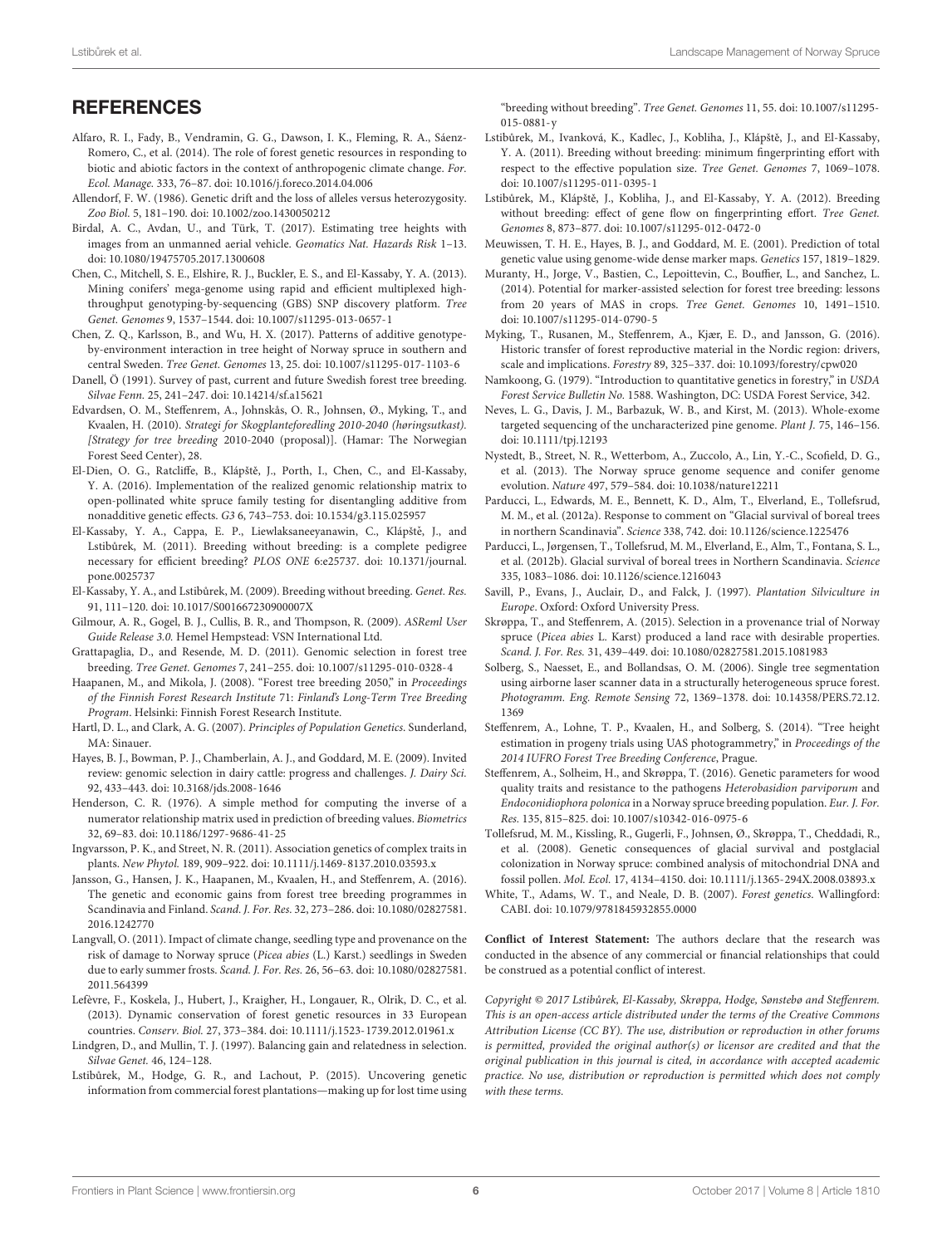## REFERENCES

Alfaro, R. I., Fady, B., Vendramin, G. G., Dawson, I. K., Fleming, R. A., Sáenz-Romero, C., et al. (2014). The role of forest genetic resources in responding to biotic and abiotic factors in the context of anthropogenic climate change. *For. Ecol. Manage.* 333, 76–87. doi: 10.1016/j.foreco.2014.04.006

Allendorf, F. W. (1986). Genetic drift and the loss of alleles versus heterozygosity. *Zoo Biol.* 5, 181–190. doi: 10.1002/zoo.1430050212

Birdal, A. C., Avdan, U., and Türk, T. (2017). Estimating tree heights with images from an unmanned aerial vehicle. *Geomatics Nat. Hazards Risk* 1–13. doi: 10.1080/19475705.2017.1300608

Chen, C., Mitchell, S. E., Elshire, R. J., Buckler, E. S., and El-Kassaby, Y. A. (2013). Mining conifers' mega-genome using rapid and efficient multiplexed high-throughput genotyping-by-sequencing (GBS) SNP discovery platform. *Tree Genet. Genomes* 9, 1537–1544. doi: 10.1007/s11295-013-0657-1

Chen, Z. Q., Karlsson, B., and Wu, H. X. (2017). Patterns of additive genotype-by-environment interaction in tree height of Norway spruce in southern and central Sweden. *Tree Genet. Genomes* 13, 25. doi: 10.1007/s11295-017-1103-6

Danell, Ö. (1991). Survey of past, current and future Swedish forest tree breeding. *Silvae Fenn.* 25, 241–247. doi: 10.14214/sf.a15621

Edvardsen, O. M., Steffenrem, A., Johnskås, O. R., Johnsen, Ø., Myking, T., and Kvaalen, H. (2010). *Strategi for Skogplanteforedling 2010-2040 (høringsutkast). [Strategy for tree breeding* 2010-2040 (proposal)]. (Hamar: The Norwegian Forest Seed Center), 28.

El-Dien, O. G., Ratcliffe, B., Klápště, J., Porth, I., Chen, C., and El-Kassaby, Y. A. (2016). Implementation of the realized genomic relationship matrix to open-pollinated white spruce family testing for disentangling additive from nonadditive genetic effects. *G3* 6, 743–753. doi: 10.1534/g3.115.025957

El-Kassaby, Y. A., Cappa, E. P., Liewlaksaneeyanawin, C., Klápště, J., and Lstibůrek, M. (2011). Breeding without breeding: is a complete pedigree necessary for efficient breeding? *PLOS ONE* 6:e25737. doi: 10.1371/journal.pone.0025737

El-Kassaby, Y. A., and Lstibůrek, M. (2009). Breeding without breeding. *Genet. Res.* 91, 111–120. doi: 10.1017/S001667230900007X

Gilmour, A. R., Gogel, B. J., Cullis, B. R., and Thompson, R. (2009). *ASReml User Guide Release 3.0.* Hemel Hempstead: VSN International Ltd.

Grattapaglia, D., and Resende, M. D. (2011). Genomic selection in forest tree breeding. *Tree Genet. Genomes* 7, 241–255. doi: 10.1007/s11295-010-0328-4

Haapanen, M., and Mikola, J. (2008). "Forest tree breeding 2050," in *Proceedings of the Finnish Forest Research Institute* 71: *Finland's Long-Term Tree Breeding Program*. Helsinki: Finnish Forest Research Institute.

Hartl, D. L., and Clark, A. G. (2007). *Principles of Population Genetics.* Sunderland, MA: Sinauer.

Hayes, B. J., Bowman, P. J., Chamberlain, A. J., and Goddard, M. E. (2009). Invited review: genomic selection in dairy cattle: progress and challenges. *J. Dairy Sci.* 92, 433–443. doi: 10.3168/jds.2008-1646

Henderson, C. R. (1976). A simple method for computing the inverse of a numerator relationship matrix used in prediction of breeding values. *Biometrics* 32, 69–83. doi: 10.1186/1297-9686-41-25

Ingvarsson, P. K., and Street, N. R. (2011). Association genetics of complex traits in plants. *New Phytol.* 189, 909–922. doi: 10.1111/j.1469-8137.2010.03593.x

Jansson, G., Hansen, J. K., Haapanen, M., Kvaalen, H., and Steffenrem, A. (2016). The genetic and economic gains from forest tree breeding programmes in Scandinavia and Finland. *Scand. J. For. Res.* 32, 273–286. doi: 10.1080/02827581.2016.1242770

Langvall, O. (2011). Impact of climate change, seedling type and provenance on the risk of damage to Norway spruce (*Picea abies* (L.) Karst.) seedlings in Sweden due to early summer frosts. *Scand. J. For. Res.* 26, 56–63. doi: 10.1080/02827581.2011.564399

Lefèvre, F., Koskela, J., Hubert, J., Kraigher, H., Longauer, R., Olrik, D. C., et al. (2013). Dynamic conservation of forest genetic resources in 33 European countries. *Conserv. Biol.* 27, 373–384. doi: 10.1111/j.1523-1739.2012.01961.x

Lindgren, D., and Mullin, T. J. (1997). Balancing gain and relatedness in selection. *Silvae Genet.* 46, 124–128.

Lstibůrek, M., Hodge, G. R., and Lachout, P. (2015). Uncovering genetic information from commercial forest plantations—making up for lost time using "breeding without breeding". *Tree Genet. Genomes* 11, 55. doi: 10.1007/s11295-015-0881-y

Lstibůrek, M., Ivanková, K., Kadlec, J., Kobliha, J., Klápště, J., and El-Kassaby, Y. A. (2011). Breeding without breeding: minimum fingerprinting effort with respect to the effective population size. *Tree Genet. Genomes* 7, 1069–1078. doi: 10.1007/s11295-011-0395-1

Lstibůrek, M., Klápště, J., Kobliha, J., and El-Kassaby, Y. A. (2012). Breeding without breeding: effect of gene flow on fingerprinting effort. *Tree Genet. Genomes* 8, 873–877. doi: 10.1007/s11295-012-0472-0

Meuwissen, T. H. E., Hayes, B. J., and Goddard, M. E. (2001). Prediction of total genetic value using genome-wide dense marker maps. *Genetics* 157, 1819–1829.

Muranty, H., Jorge, V., Bastien, C., Lepoittevin, C., Bouffier, L., and Sanchez, L. (2014). Potential for marker-assisted selection for forest tree breeding: lessons from 20 years of MAS in crops. *Tree Genet. Genomes* 10, 1491–1510. doi: 10.1007/s11295-014-0790-5

Myking, T., Rusanen, M., Steffenrem, A., Kjær, E. D., and Jansson, G. (2016). Historic transfer of forest reproductive material in the Nordic region: drivers, scale and implications. *Forestry* 89, 325–337. doi: 10.1093/forestry/cpw020

Namkoong, G. (1979). "Introduction to quantitative genetics in forestry," in *USDA Forest Service Bulletin No.* 1588. Washington, DC: USDA Forest Service, 342.

Neves, L. G., Davis, J. M., Barbazuk, W. B., and Kirst, M. (2013). Whole-exome targeted sequencing of the uncharacterized pine genome. *Plant J.* 75, 146–156. doi: 10.1111/tpj.12193

Nystedt, B., Street, N. R., Wetterbom, A., Zuccolo, A., Lin, Y.-C., Scofield, D. G., et al. (2013). The Norway spruce genome sequence and conifer genome evolution. *Nature* 497, 579–584. doi: 10.1038/nature12211

Parducci, L., Edwards, M. E., Bennett, K. D., Alm, T., Elverland, E., Tollefsrud, M. M., et al. (2012a). Response to comment on "Glacial survival of boreal trees in northern Scandinavia". *Science* 338, 742. doi: 10.1126/science.1225476

Parducci, L., Jørgensen, T., Tollefsrud, M. M., Elverland, E., Alm, T., Fontana, S. L., et al. (2012b). Glacial survival of boreal trees in Northern Scandinavia. *Science* 335, 1083–1086. doi: 10.1126/science.1216043

Savill, P., Evans, J., Auclair, D., and Falck, J. (1997). *Plantation Silviculture in Europe*. Oxford: Oxford University Press.

Skrøppa, T., and Steffenrem, A. (2015). Selection in a provenance trial of Norway spruce (*Picea abies* L. Karst) produced a land race with desirable properties. *Scand. J. For. Res.* 31, 439–449. doi: 10.1080/02827581.2015.1081983

Solberg, S., Naesset, E., and Bollandsas, O. M. (2006). Single tree segmentation using airborne laser scanner data in a structurally heterogeneous spruce forest. *Photogramm. Eng. Remote Sensing* 72, 1369–1378. doi: 10.14358/PERS.72.12.1369

Steffenrem, A., Lohne, T. P., Kvaalen, H., and Solberg, S. (2014). "Tree height estimation in progeny trials using UAS photogrammetry," in *Proceedings of the 2014 IUFRO Forest Tree Breeding Conference*, Prague.

Steffenrem, A., Solheim, H., and Skrøppa, T. (2016). Genetic parameters for wood quality traits and resistance to the pathogens *Heterobasidion parviporum* and *Endoconidiophora polonica* in a Norway spruce breeding population. *Eur. J. For. Res.* 135, 815–825. doi: 10.1007/s10342-016-0975-6

Tollefsrud, M. M., Kissling, R., Gugerli, F., Johnsen, Ø., Skrøppa, T., Cheddadi, R., et al. (2008). Genetic consequences of glacial survival and postglacial colonization in Norway spruce: combined analysis of mitochondrial DNA and fossil pollen. *Mol. Ecol.* 17, 4134–4150. doi: 10.1111/j.1365-294X.2008.03893.x

White, T., Adams, W. T., and Neale, D. B. (2007). *Forest genetics.* Wallingford: CABI. doi: 10.1079/9781845932855.0000

**Conflict of Interest Statement:** The authors declare that the research was conducted in the absence of any commercial or financial relationships that could be construed as a potential conflict of interest.

*Copyright © 2017 Lstibůrek, El-Kassaby, Skrøppa, Hodge, Sønstebø and Steffenrem. This is an open-access article distributed under the terms of the Creative Commons Attribution License (CC BY). The use, distribution or reproduction in other forums is permitted, provided the original author(s) or licensor are credited and that the original publication in this journal is cited, in accordance with accepted academic practice. No use, distribution or reproduction is permitted which does not comply with these terms.*